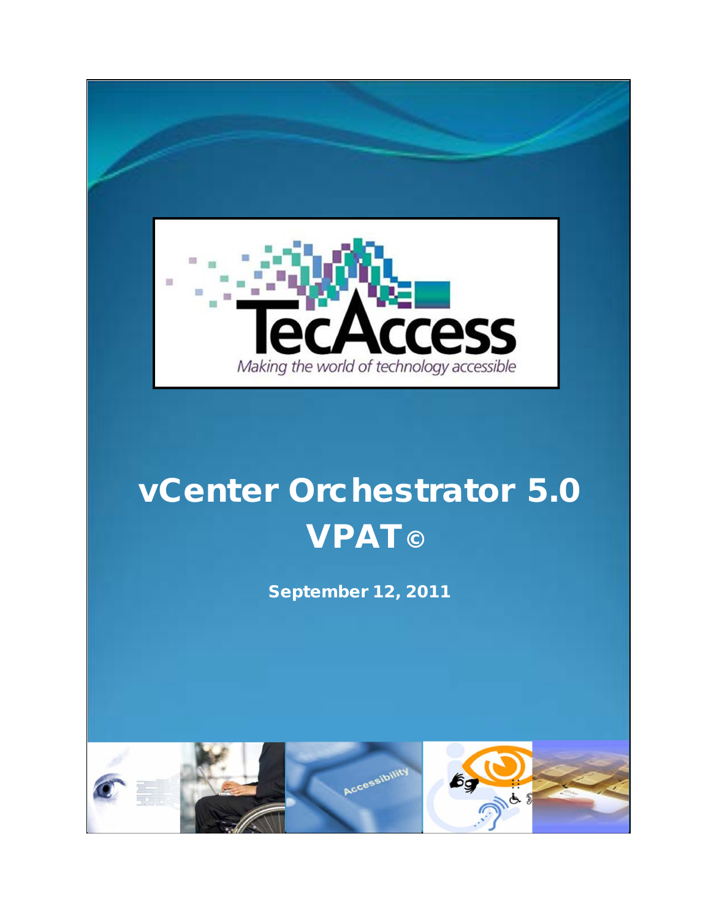TecAccess

*Making the world of technology accessible*

# vCenter Orchestrator 5.0 VPAT©

**September 12, 2011**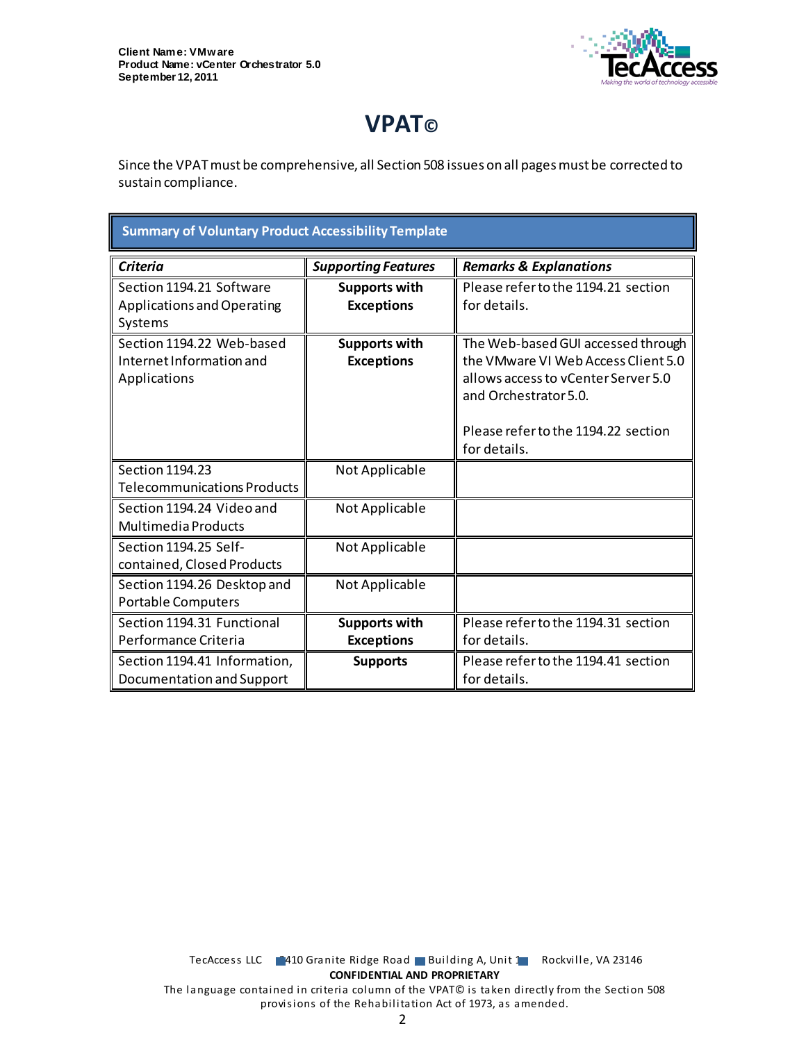# VPAT©

Since the VPAT must be comprehensive, all Section 508 issues on all pages must be corrected to sustain compliance.

**Summary of Voluntary Product Accessibility Template**

| *Criteria* | *Supporting Features* | *Remarks & Explanations* |
|---|---|---|
| Section 1194.21 Software Applications and Operating Systems | **Supports with Exceptions** | Please refer to the 1194.21 section for details. |
| Section 1194.22 Web-based Internet Information and Applications | **Supports with Exceptions** | The Web-based GUI accessed through the VMware VI Web Access Client 5.0 allows access to vCenter Server 5.0 and Orchestrator 5.0.<br><br>Please refer to the 1194.22 section for details. |
| Section 1194.23 Telecommunications Products | Not Applicable | |
| Section 1194.24 Video and Multimedia Products | Not Applicable | |
| Section 1194.25 Self-contained, Closed Products | Not Applicable | |
| Section 1194.26 Desktop and Portable Computers | Not Applicable | |
| Section 1194.31 Functional Performance Criteria | **Supports with Exceptions** | Please refer to the 1194.31 section for details. |
| Section 1194.41 Information, Documentation and Support | **Supports** | Please refer to the 1194.41 section for details. |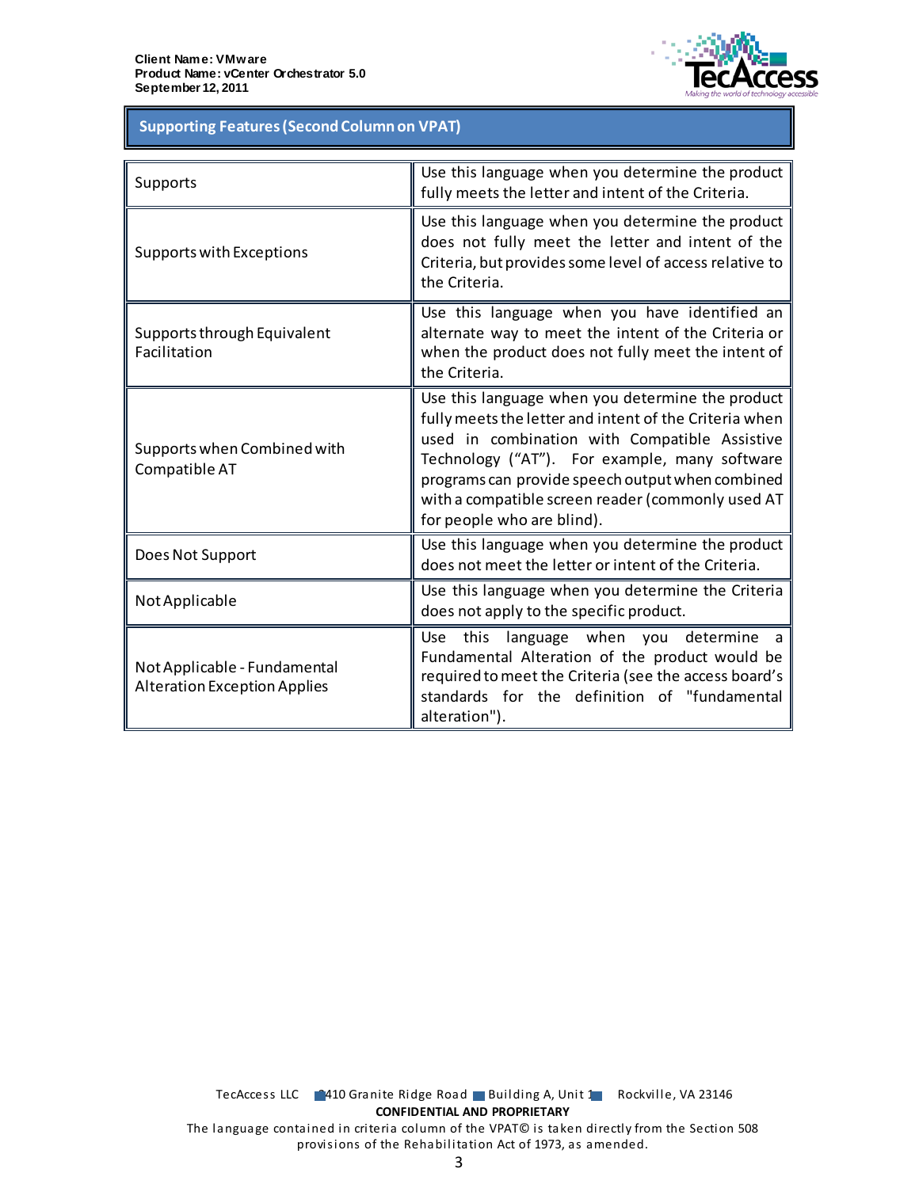## Supporting Features (Second Column on VPAT)

| | |
|---|---|
| Supports | Use this language when you determine the product fully meets the letter and intent of the Criteria. |
| Supports with Exceptions | Use this language when you determine the product does not fully meet the letter and intent of the Criteria, but provides some level of access relative to the Criteria. |
| Supports through Equivalent Facilitation | Use this language when you have identified an alternate way to meet the intent of the Criteria or when the product does not fully meet the intent of the Criteria. |
| Supports when Combined with Compatible AT | Use this language when you determine the product fully meets the letter and intent of the Criteria when used in combination with Compatible Assistive Technology ("AT"). For example, many software programs can provide speech output when combined with a compatible screen reader (commonly used AT for people who are blind). |
| Does Not Support | Use this language when you determine the product does not meet the letter or intent of the Criteria. |
| Not Applicable | Use this language when you determine the Criteria does not apply to the specific product. |
| Not Applicable - Fundamental Alteration Exception Applies | Use this language when you determine a Fundamental Alteration of the product would be required to meet the Criteria (see the access board's standards for the definition of "fundamental alteration"). |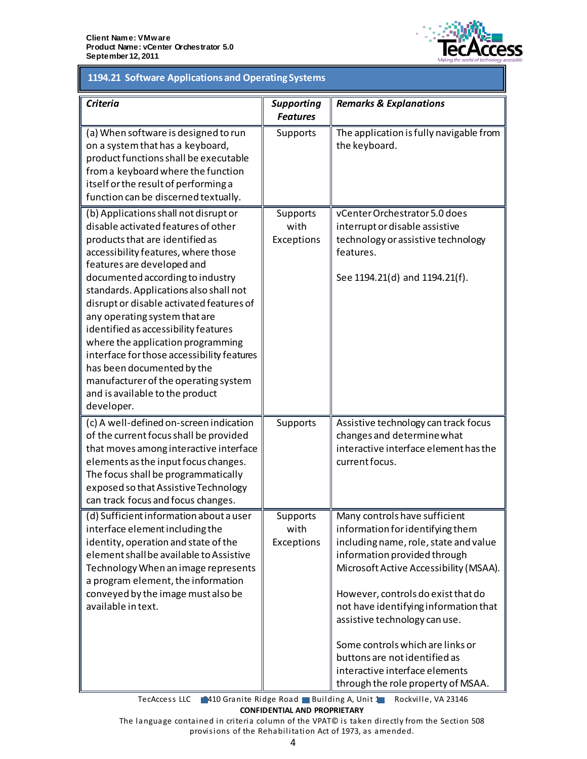## 1194.21 Software Applications and Operating Systems

| *Criteria* | *Supporting Features* | *Remarks & Explanations* |
|---|---|---|
| (a) When software is designed to run on a system that has a keyboard, product functions shall be executable from a keyboard where the function itself or the result of performing a function can be discerned textually. | Supports | The application is fully navigable from the keyboard. |
| (b) Applications shall not disrupt or disable activated features of other products that are identified as accessibility features, where those features are developed and documented according to industry standards. Applications also shall not disrupt or disable activated features of any operating system that are identified as accessibility features where the application programming interface for those accessibility features has been documented by the manufacturer of the operating system and is available to the product developer. | Supports with Exceptions | vCenter Orchestrator 5.0 does interrupt or disable assistive technology or assistive technology features.<br><br>See 1194.21(d) and 1194.21(f). |
| (c) A well-defined on-screen indication of the current focus shall be provided that moves among interactive interface elements as the input focus changes. The focus shall be programmatically exposed so that Assistive Technology can track focus and focus changes. | Supports | Assistive technology can track focus changes and determine what interactive interface element has the current focus. |
| (d) Sufficient information about a user interface element including the identity, operation and state of the element shall be available to Assistive Technology When an image represents a program element, the information conveyed by the image must also be available in text. | Supports with Exceptions | Many controls have sufficient information for identifying them including name, role, state and value information provided through Microsoft Active Accessibility (MSAA).<br><br>However, controls do exist that do not have identifying information that assistive technology can use.<br><br>Some controls which are links or buttons are not identified as interactive interface elements through the role property of MSAA. |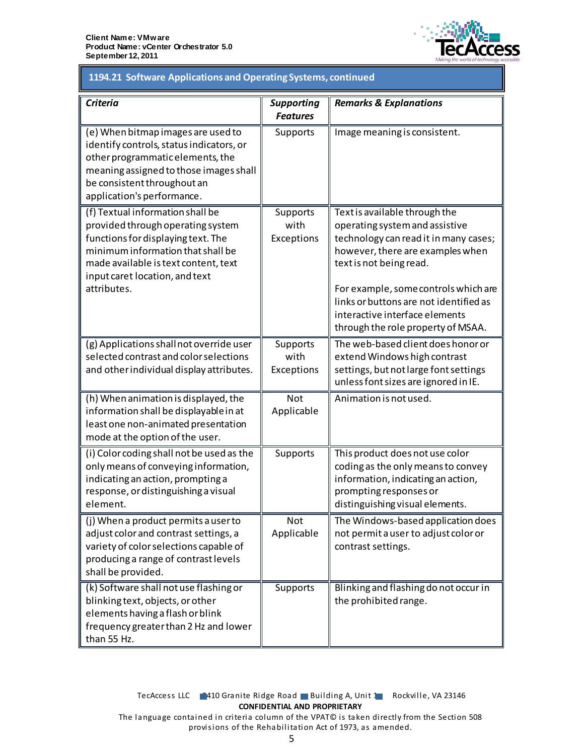## 1194.21 Software Applications and Operating Systems, continued

| *Criteria* | *Supporting Features* | *Remarks & Explanations* |
|---|---|---|
| (e) When bitmap images are used to identify controls, status indicators, or other programmatic elements, the meaning assigned to those images shall be consistent throughout an application's performance. | Supports | Image meaning is consistent. |
| (f) Textual information shall be provided through operating system functions for displaying text. The minimum information that shall be made available is text content, text input caret location, and text attributes. | Supports with Exceptions | Text is available through the operating system and assistive technology can read it in many cases; however, there are examples when text is not being read.<br><br>For example, some controls which are links or buttons are not identified as interactive interface elements through the role property of MSAA. |
| (g) Applications shall not override user selected contrast and color selections and other individual display attributes. | Supports with Exceptions | The web-based client does honor or extend Windows high contrast settings, but not large font settings unless font sizes are ignored in IE. |
| (h) When animation is displayed, the information shall be displayable in at least one non-animated presentation mode at the option of the user. | Not Applicable | Animation is not used. |
| (i) Color coding shall not be used as the only means of conveying information, indicating an action, prompting a response, or distinguishing a visual element. | Supports | This product does not use color coding as the only means to convey information, indicating an action, prompting responses or distinguishing visual elements. |
| (j) When a product permits a user to adjust color and contrast settings, a variety of color selections capable of producing a range of contrast levels shall be provided. | Not Applicable | The Windows-based application does not permit a user to adjust color or contrast settings. |
| (k) Software shall not use flashing or blinking text, objects, or other elements having a flash or blink frequency greater than 2 Hz and lower than 55 Hz. | Supports | Blinking and flashing do not occur in the prohibited range. |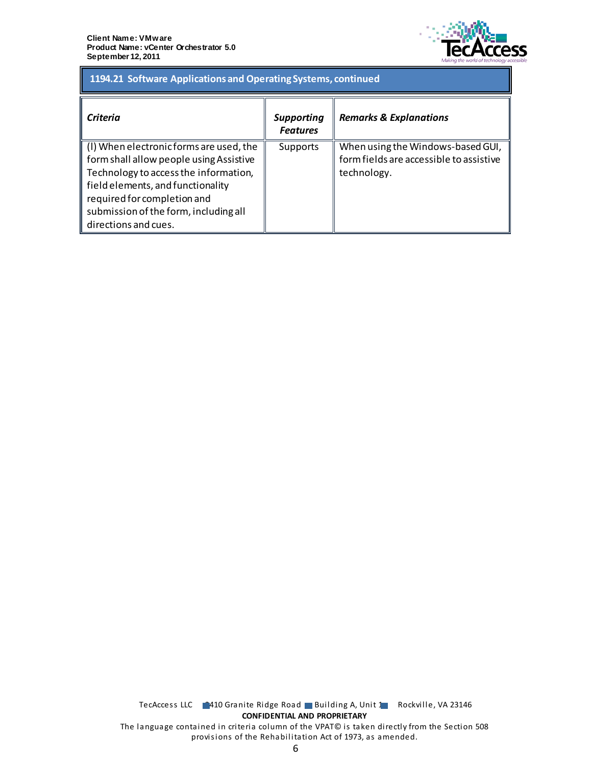## 1194.21 Software Applications and Operating Systems, continued

| *Criteria* | *Supporting Features* | *Remarks & Explanations* |
|---|---|---|
| (l) When electronic forms are used, the form shall allow people using Assistive Technology to access the information, field elements, and functionality required for completion and submission of the form, including all directions and cues. | Supports | When using the Windows-based GUI, form fields are accessible to assistive technology. |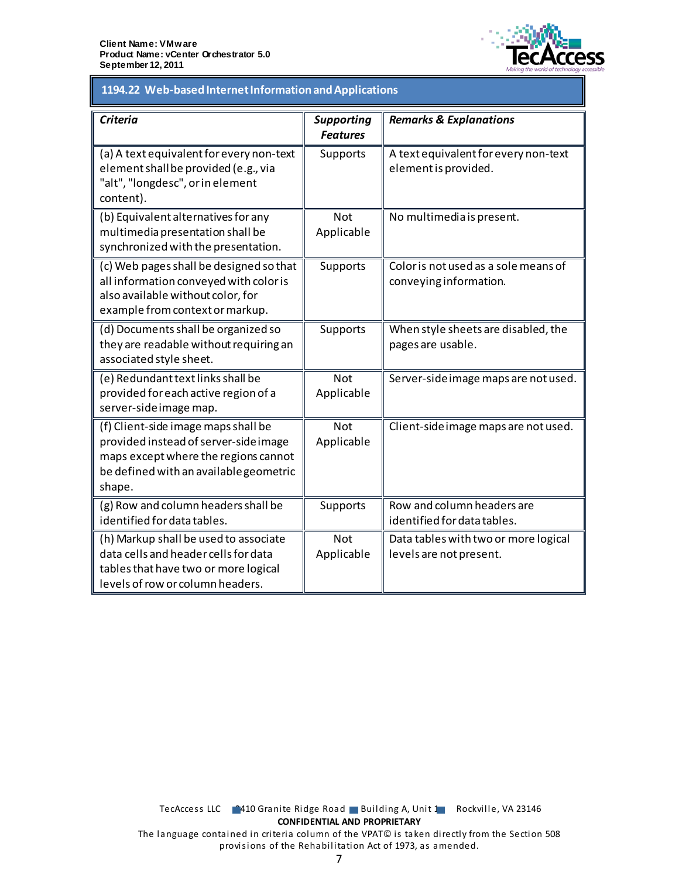## 1194.22 Web-based Internet Information and Applications

| *Criteria* | *Supporting Features* | *Remarks & Explanations* |
|---|---|---|
| (a) A text equivalent for every non-text element shall be provided (e.g., via "alt", "longdesc", or in element content). | Supports | A text equivalent for every non-text element is provided. |
| (b) Equivalent alternatives for any multimedia presentation shall be synchronized with the presentation. | Not Applicable | No multimedia is present. |
| (c) Web pages shall be designed so that all information conveyed with color is also available without color, for example from context or markup. | Supports | Color is not used as a sole means of conveying information. |
| (d) Documents shall be organized so they are readable without requiring an associated style sheet. | Supports | When style sheets are disabled, the pages are usable. |
| (e) Redundant text links shall be provided for each active region of a server-side image map. | Not Applicable | Server-side image maps are not used. |
| (f) Client-side image maps shall be provided instead of server-side image maps except where the regions cannot be defined with an available geometric shape. | Not Applicable | Client-side image maps are not used. |
| (g) Row and column headers shall be identified for data tables. | Supports | Row and column headers are identified for data tables. |
| (h) Markup shall be used to associate data cells and header cells for data tables that have two or more logical levels of row or column headers. | Not Applicable | Data tables with two or more logical levels are not present. |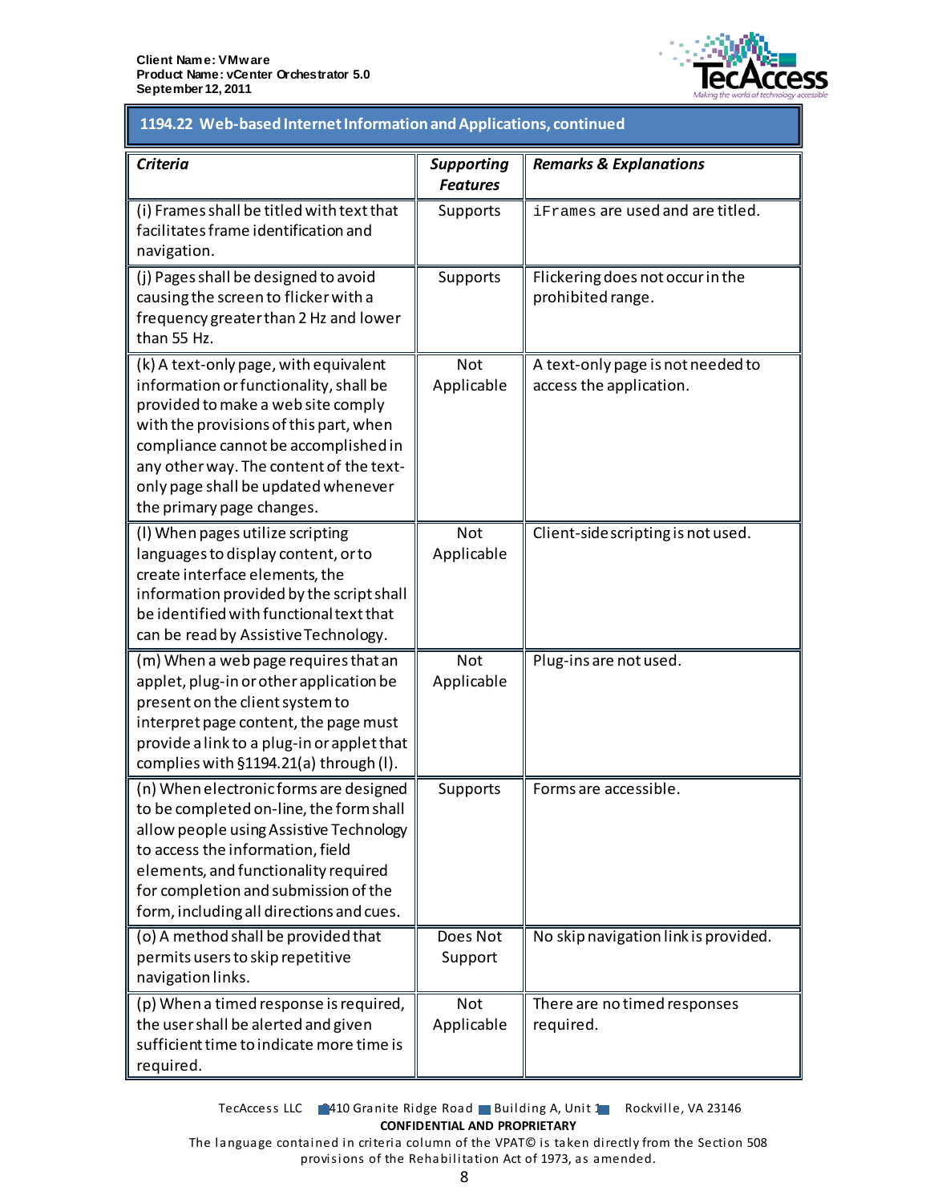## 1194.22 Web-based Internet Information and Applications, continued

| *Criteria* | *Supporting Features* | *Remarks & Explanations* |
|---|---|---|
| (i) Frames shall be titled with text that facilitates frame identification and navigation. | Supports | `iFrames` are used and are titled. |
| (j) Pages shall be designed to avoid causing the screen to flicker with a frequency greater than 2 Hz and lower than 55 Hz. | Supports | Flickering does not occur in the prohibited range. |
| (k) A text-only page, with equivalent information or functionality, shall be provided to make a web site comply with the provisions of this part, when compliance cannot be accomplished in any other way. The content of the text-only page shall be updated whenever the primary page changes. | Not Applicable | A text-only page is not needed to access the application. |
| (l) When pages utilize scripting languages to display content, or to create interface elements, the information provided by the script shall be identified with functional text that can be read by Assistive Technology. | Not Applicable | Client-side scripting is not used. |
| (m) When a web page requires that an applet, plug-in or other application be present on the client system to interpret page content, the page must provide a link to a plug-in or applet that complies with §1194.21(a) through (l). | Not Applicable | Plug-ins are not used. |
| (n) When electronic forms are designed to be completed on-line, the form shall allow people using Assistive Technology to access the information, field elements, and functionality required for completion and submission of the form, including all directions and cues. | Supports | Forms are accessible. |
| (o) A method shall be provided that permits users to skip repetitive navigation links. | Does Not Support | No skip navigation link is provided. |
| (p) When a timed response is required, the user shall be alerted and given sufficient time to indicate more time is required. | Not Applicable | There are no timed responses required. |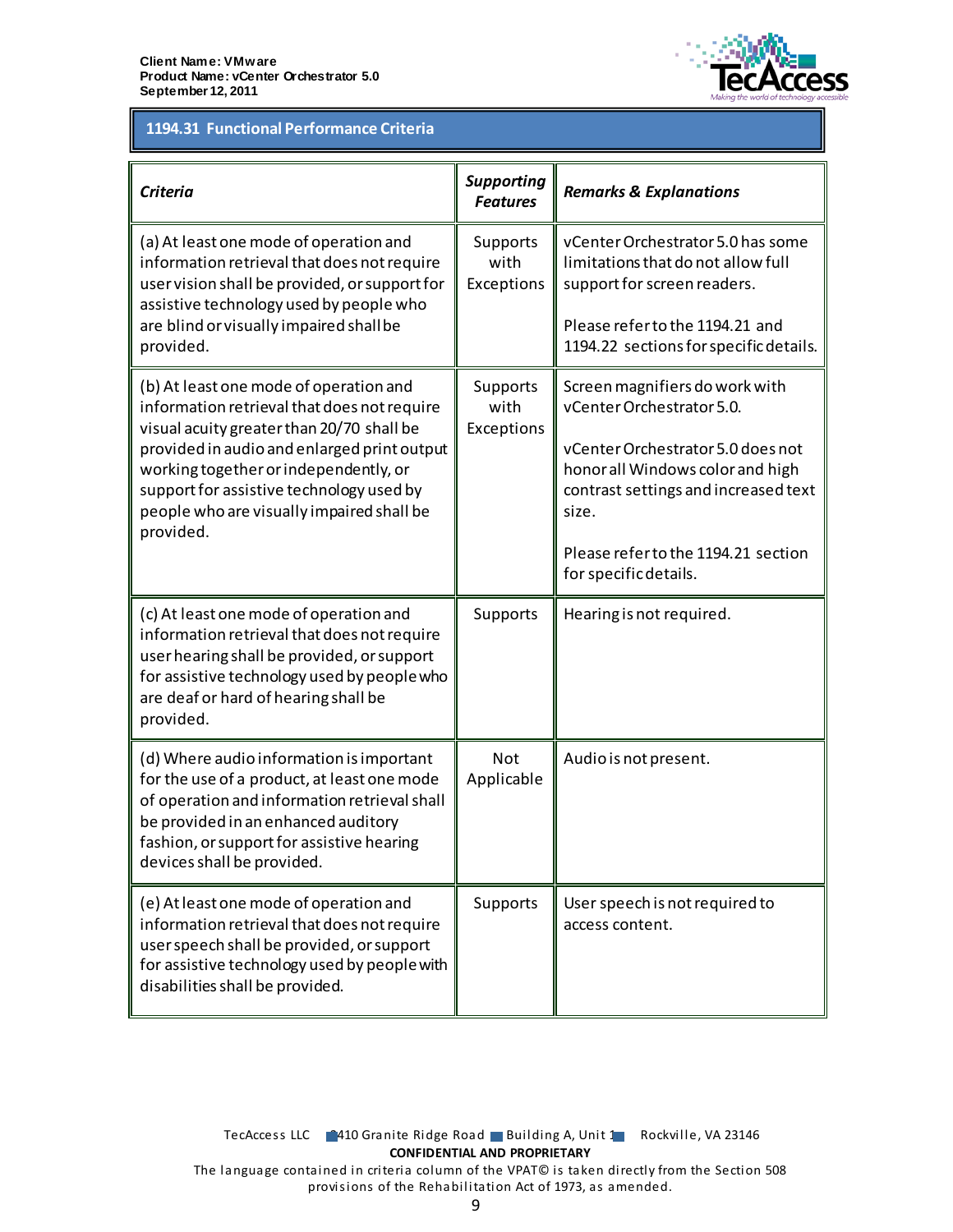## 1194.31 Functional Performance Criteria

| *Criteria* | *Supporting Features* | *Remarks & Explanations* |
|---|---|---|
| (a) At least one mode of operation and information retrieval that does not require user vision shall be provided, or support for assistive technology used by people who are blind or visually impaired shall be provided. | Supports with Exceptions | vCenter Orchestrator 5.0 has some limitations that do not allow full support for screen readers.<br><br>Please refer to the 1194.21 and 1194.22 sections for specific details. |
| (b) At least one mode of operation and information retrieval that does not require visual acuity greater than 20/70 shall be provided in audio and enlarged print output working together or independently, or support for assistive technology used by people who are visually impaired shall be provided. | Supports with Exceptions | Screen magnifiers do work with vCenter Orchestrator 5.0.<br><br>vCenter Orchestrator 5.0 does not honor all Windows color and high contrast settings and increased text size.<br><br>Please refer to the 1194.21 section for specific details. |
| (c) At least one mode of operation and information retrieval that does not require user hearing shall be provided, or support for assistive technology used by people who are deaf or hard of hearing shall be provided. | Supports | Hearing is not required. |
| (d) Where audio information is important for the use of a product, at least one mode of operation and information retrieval shall be provided in an enhanced auditory fashion, or support for assistive hearing devices shall be provided. | Not Applicable | Audio is not present. |
| (e) At least one mode of operation and information retrieval that does not require user speech shall be provided, or support for assistive technology used by people with disabilities shall be provided. | Supports | User speech is not required to access content. |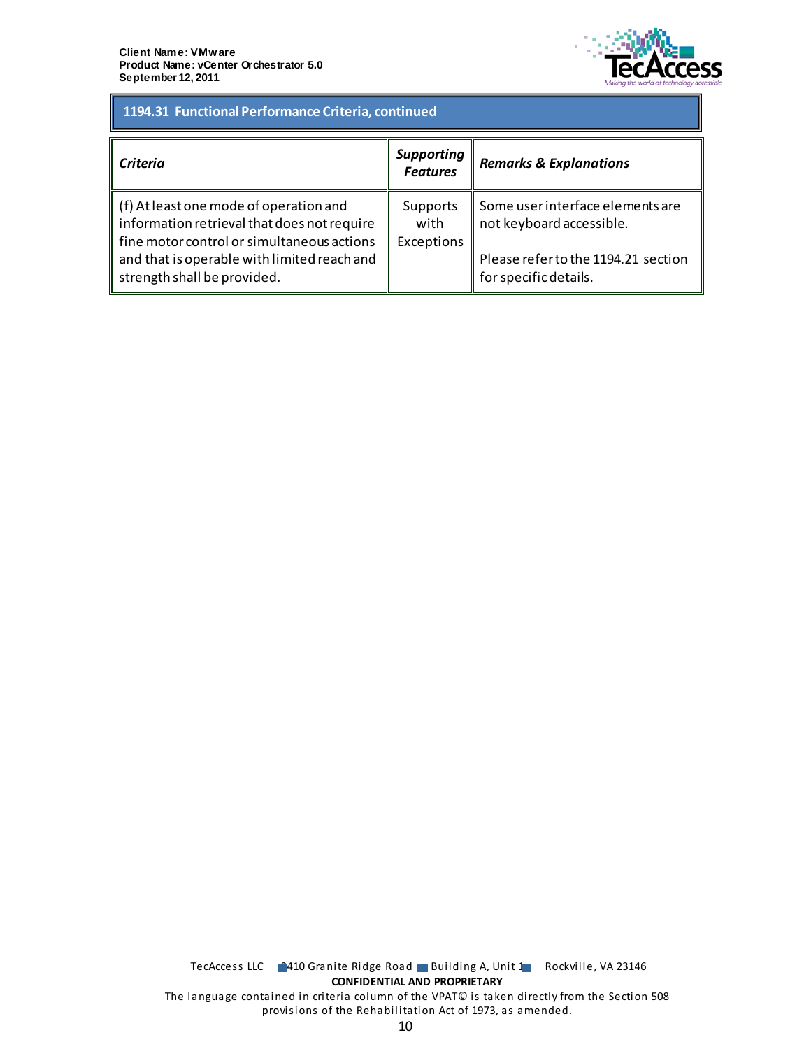## 1194.31 Functional Performance Criteria, continued

| ***Criteria*** | ***Supporting Features*** | ***Remarks & Explanations*** |
|---|---|---|
| (f) At least one mode of operation and information retrieval that does not require fine motor control or simultaneous actions and that is operable with limited reach and strength shall be provided. | Supports with Exceptions | Some user interface elements are not keyboard accessible.<br><br>Please refer to the 1194.21 section for specific details. |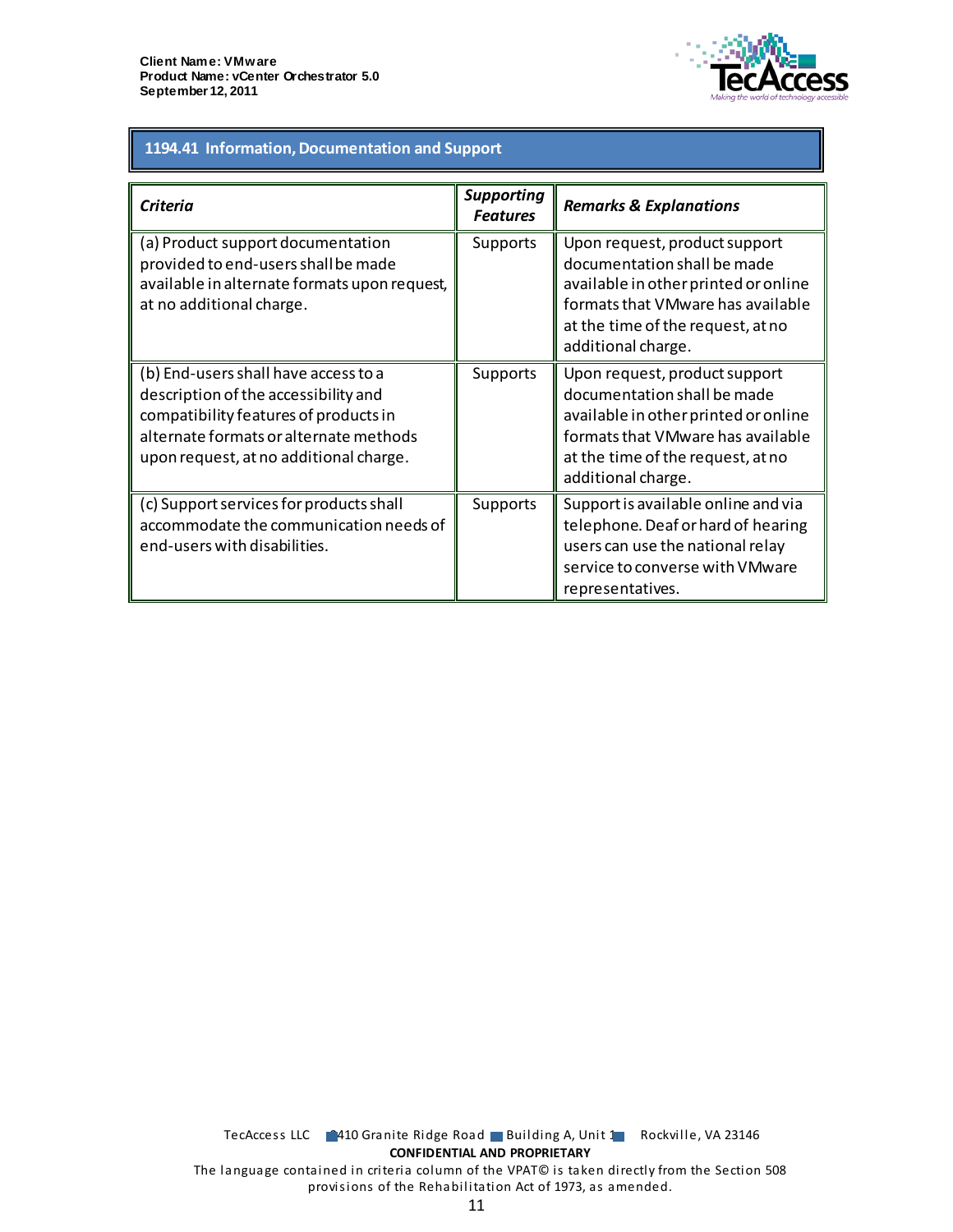## 1194.41 Information, Documentation and Support

| *Criteria* | *Supporting Features* | *Remarks & Explanations* |
|---|---|---|
| (a) Product support documentation provided to end-users shall be made available in alternate formats upon request, at no additional charge. | Supports | Upon request, product support documentation shall be made available in other printed or online formats that VMware has available at the time of the request, at no additional charge. |
| (b) End-users shall have access to a description of the accessibility and compatibility features of products in alternate formats or alternate methods upon request, at no additional charge. | Supports | Upon request, product support documentation shall be made available in other printed or online formats that VMware has available at the time of the request, at no additional charge. |
| (c) Support services for products shall accommodate the communication needs of end-users with disabilities. | Supports | Support is available online and via telephone. Deaf or hard of hearing users can use the national relay service to converse with VMware representatives. |